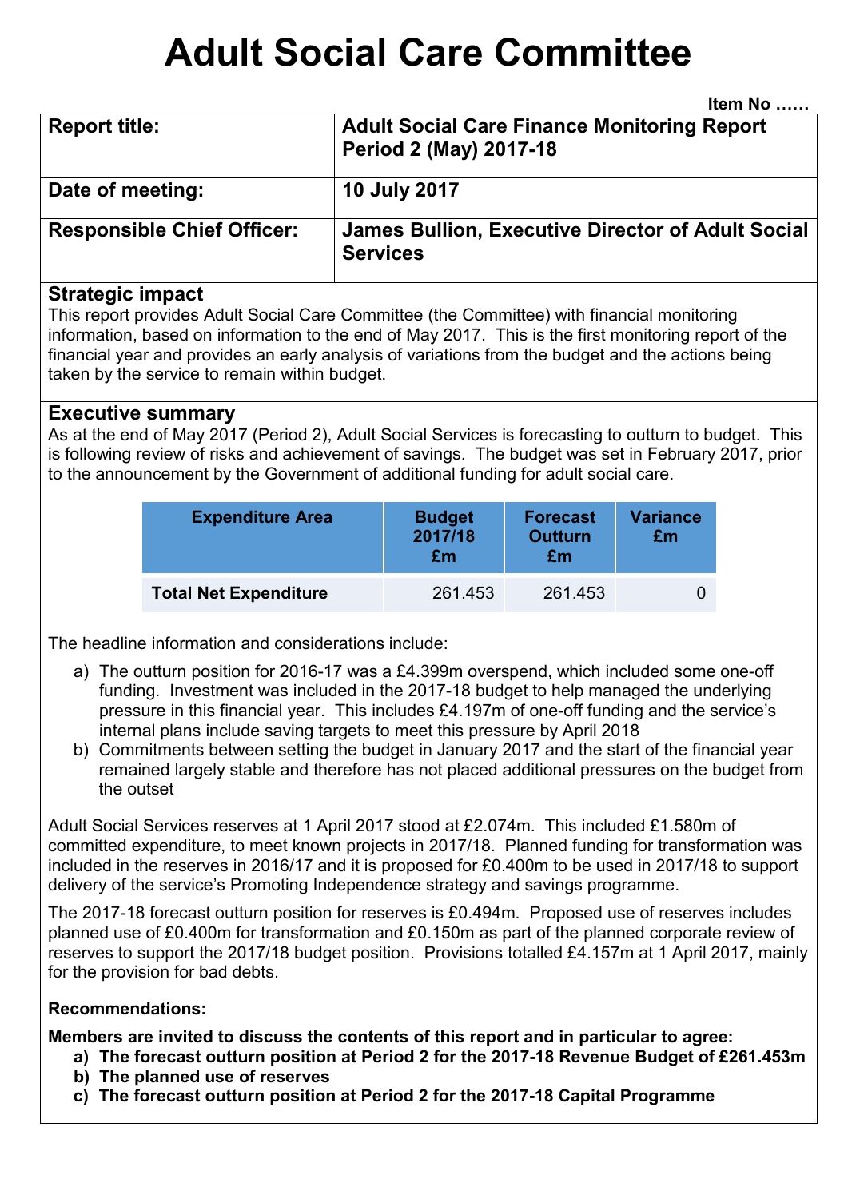# Adult Social Care Committee

**Item No ……**

| Report title: | Adult Social Care Finance Monitoring Report Period 2 (May) 2017-18 |
|---|---|
| **Date of meeting:** | **10 July 2017** |
| **Responsible Chief Officer:** | **James Bullion, Executive Director of Adult Social Services** |

## Strategic impact

This report provides Adult Social Care Committee (the Committee) with financial monitoring information, based on information to the end of May 2017. This is the first monitoring report of the financial year and provides an early analysis of variations from the budget and the actions being taken by the service to remain within budget.

## Executive summary

As at the end of May 2017 (Period 2), Adult Social Services is forecasting to outturn to budget. This is following review of risks and achievement of savings. The budget was set in February 2017, prior to the announcement by the Government of additional funding for adult social care.

| Expenditure Area | Budget 2017/18 £m | Forecast Outturn £m | Variance £m |
|---|---|---|---|
| **Total Net Expenditure** | 261.453 | 261.453 | 0 |

The headline information and considerations include:

a) The outturn position for 2016-17 was a £4.399m overspend, which included some one-off funding. Investment was included in the 2017-18 budget to help managed the underlying pressure in this financial year. This includes £4.197m of one-off funding and the service's internal plans include saving targets to meet this pressure by April 2018

b) Commitments between setting the budget in January 2017 and the start of the financial year remained largely stable and therefore has not placed additional pressures on the budget from the outset

Adult Social Services reserves at 1 April 2017 stood at £2.074m. This included £1.580m of committed expenditure, to meet known projects in 2017/18. Planned funding for transformation was included in the reserves in 2016/17 and it is proposed for £0.400m to be used in 2017/18 to support delivery of the service's Promoting Independence strategy and savings programme.

The 2017-18 forecast outturn position for reserves is £0.494m. Proposed use of reserves includes planned use of £0.400m for transformation and £0.150m as part of the planned corporate review of reserves to support the 2017/18 budget position. Provisions totalled £4.157m at 1 April 2017, mainly for the provision for bad debts.

**Recommendations:**

**Members are invited to discuss the contents of this report and in particular to agree:**

**a) The forecast outturn position at Period 2 for the 2017-18 Revenue Budget of £261.453m**

**b) The planned use of reserves**

**c) The forecast outturn position at Period 2 for the 2017-18 Capital Programme**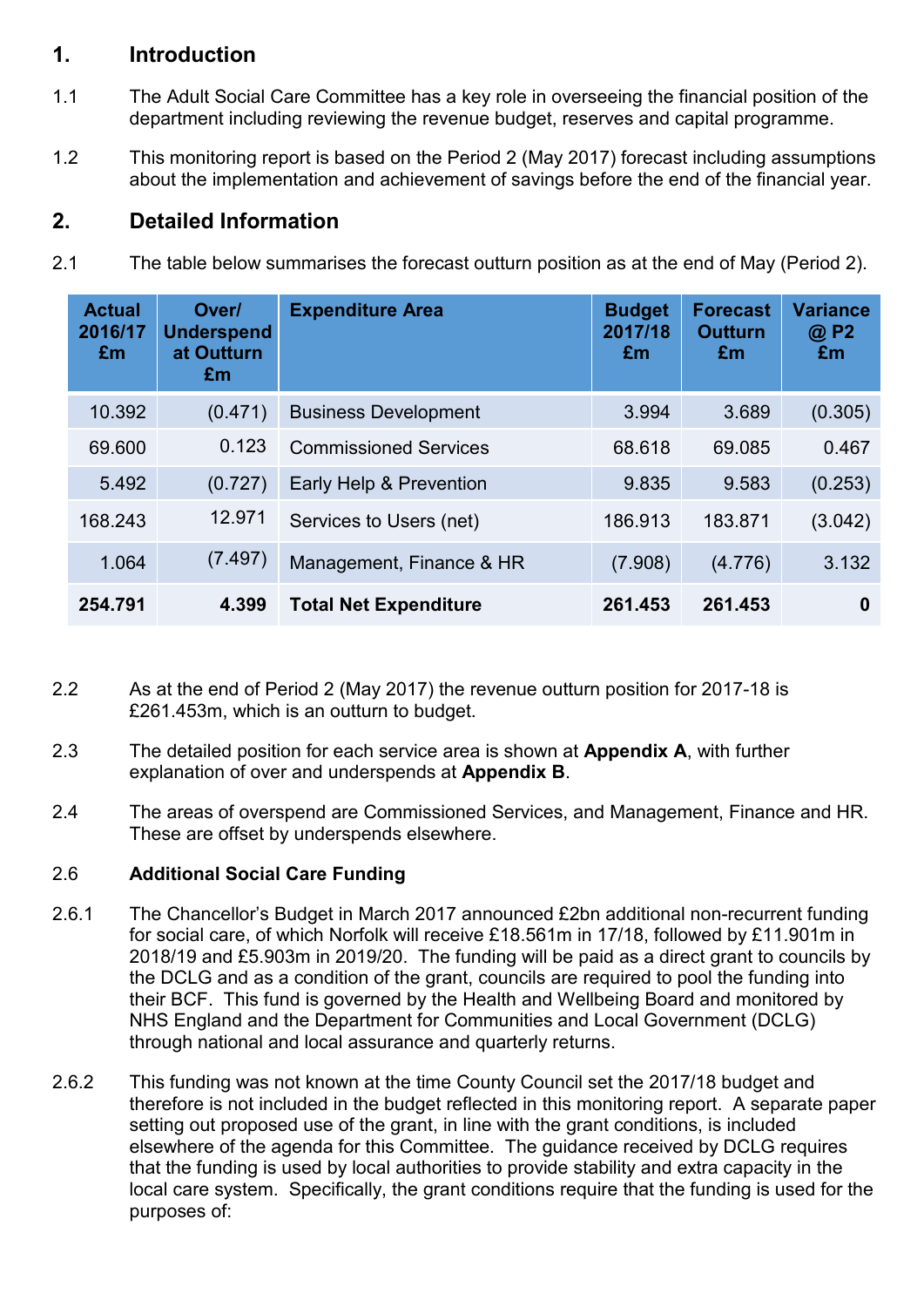## 1. Introduction

1.1 The Adult Social Care Committee has a key role in overseeing the financial position of the department including reviewing the revenue budget, reserves and capital programme.

1.2 This monitoring report is based on the Period 2 (May 2017) forecast including assumptions about the implementation and achievement of savings before the end of the financial year.

## 2. Detailed Information

2.1 The table below summarises the forecast outturn position as at the end of May (Period 2).

| Actual 2016/17 £m | Over/ Underspend at Outturn £m | Expenditure Area | Budget 2017/18 £m | Forecast Outturn £m | Variance @ P2 £m |
|---|---|---|---|---|---|
| 10.392 | (0.471) | Business Development | 3.994 | 3.689 | (0.305) |
| 69.600 | 0.123 | Commissioned Services | 68.618 | 69.085 | 0.467 |
| 5.492 | (0.727) | Early Help & Prevention | 9.835 | 9.583 | (0.253) |
| 168.243 | 12.971 | Services to Users (net) | 186.913 | 183.871 | (3.042) |
| 1.064 | (7.497) | Management, Finance & HR | (7.908) | (4.776) | 3.132 |
| **254.791** | **4.399** | **Total Net Expenditure** | **261.453** | **261.453** | **0** |

2.2 As at the end of Period 2 (May 2017) the revenue outturn position for 2017-18 is £261.453m, which is an outturn to budget.

2.3 The detailed position for each service area is shown at **Appendix A**, with further explanation of over and underspends at **Appendix B**.

2.4 The areas of overspend are Commissioned Services, and Management, Finance and HR. These are offset by underspends elsewhere.

2.6 **Additional Social Care Funding**

2.6.1 The Chancellor's Budget in March 2017 announced £2bn additional non-recurrent funding for social care, of which Norfolk will receive £18.561m in 17/18, followed by £11.901m in 2018/19 and £5.903m in 2019/20. The funding will be paid as a direct grant to councils by the DCLG and as a condition of the grant, councils are required to pool the funding into their BCF. This fund is governed by the Health and Wellbeing Board and monitored by NHS England and the Department for Communities and Local Government (DCLG) through national and local assurance and quarterly returns.

2.6.2 This funding was not known at the time County Council set the 2017/18 budget and therefore is not included in the budget reflected in this monitoring report. A separate paper setting out proposed use of the grant, in line with the grant conditions, is included elsewhere of the agenda for this Committee. The guidance received by DCLG requires that the funding is used by local authorities to provide stability and extra capacity in the local care system. Specifically, the grant conditions require that the funding is used for the purposes of: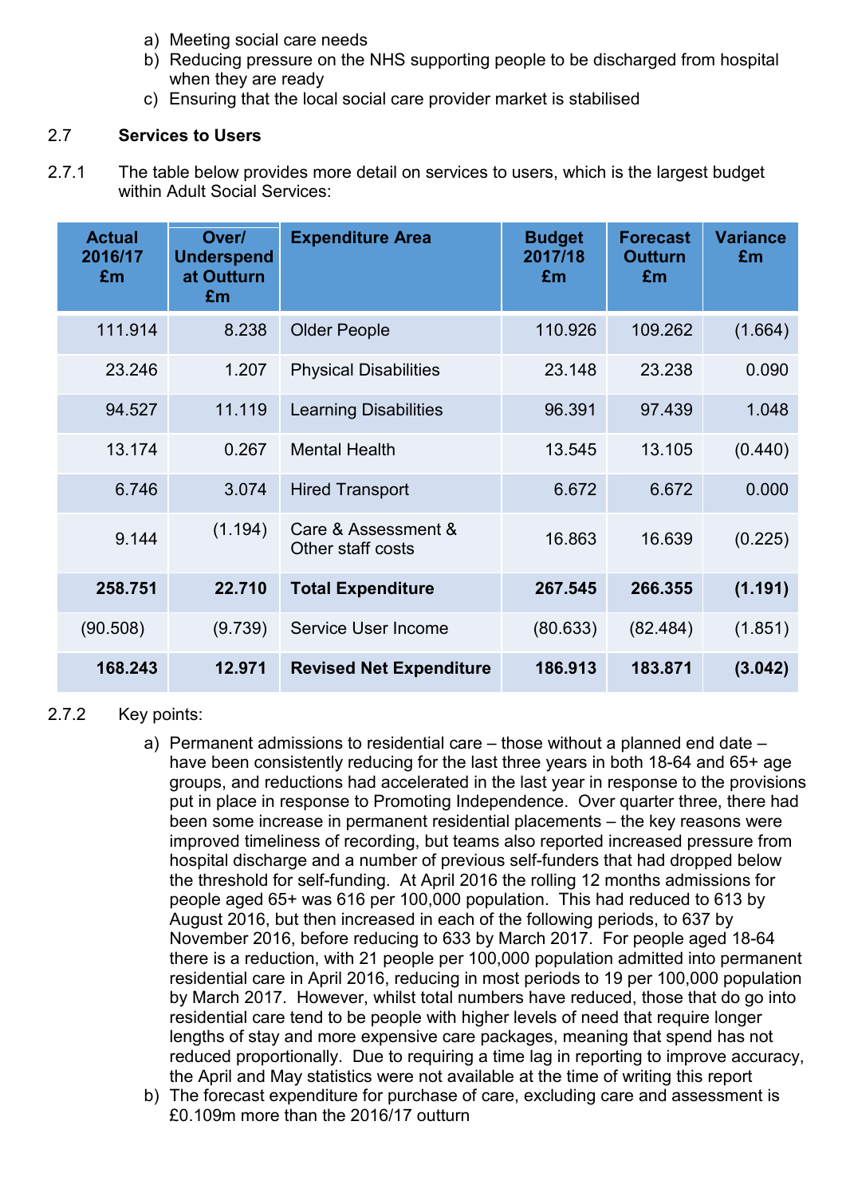a) Meeting social care needs
b) Reducing pressure on the NHS supporting people to be discharged from hospital when they are ready
c) Ensuring that the local social care provider market is stabilised

2.7 **Services to Users**

2.7.1 The table below provides more detail on services to users, which is the largest budget within Adult Social Services:

| Actual 2016/17 £m | Over/ Underspend at Outturn £m | Expenditure Area | Budget 2017/18 £m | Forecast Outturn £m | Variance £m |
|---|---|---|---|---|---|
| 111.914 | 8.238 | Older People | 110.926 | 109.262 | (1.664) |
| 23.246 | 1.207 | Physical Disabilities | 23.148 | 23.238 | 0.090 |
| 94.527 | 11.119 | Learning Disabilities | 96.391 | 97.439 | 1.048 |
| 13.174 | 0.267 | Mental Health | 13.545 | 13.105 | (0.440) |
| 6.746 | 3.074 | Hired Transport | 6.672 | 6.672 | 0.000 |
| 9.144 | (1.194) | Care & Assessment & Other staff costs | 16.863 | 16.639 | (0.225) |
| **258.751** | **22.710** | **Total Expenditure** | **267.545** | **266.355** | **(1.191)** |
| (90.508) | (9.739) | Service User Income | (80.633) | (82.484) | (1.851) |
| **168.243** | **12.971** | **Revised Net Expenditure** | **186.913** | **183.871** | **(3.042)** |

2.7.2 Key points:

a) Permanent admissions to residential care – those without a planned end date – have been consistently reducing for the last three years in both 18-64 and 65+ age groups, and reductions had accelerated in the last year in response to the provisions put in place in response to Promoting Independence. Over quarter three, there had been some increase in permanent residential placements – the key reasons were improved timeliness of recording, but teams also reported increased pressure from hospital discharge and a number of previous self-funders that had dropped below the threshold for self-funding. At April 2016 the rolling 12 months admissions for people aged 65+ was 616 per 100,000 population. This had reduced to 613 by August 2016, but then increased in each of the following periods, to 637 by November 2016, before reducing to 633 by March 2017. For people aged 18-64 there is a reduction, with 21 people per 100,000 population admitted into permanent residential care in April 2016, reducing in most periods to 19 per 100,000 population by March 2017. However, whilst total numbers have reduced, those that do go into residential care tend to be people with higher levels of need that require longer lengths of stay and more expensive care packages, meaning that spend has not reduced proportionally. Due to requiring a time lag in reporting to improve accuracy, the April and May statistics were not available at the time of writing this report
b) The forecast expenditure for purchase of care, excluding care and assessment is £0.109m more than the 2016/17 outturn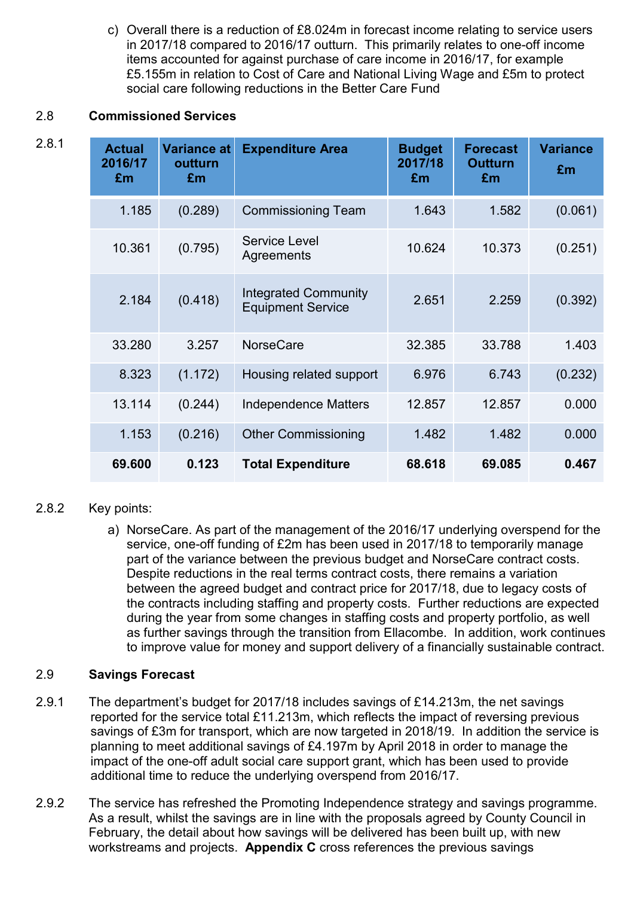c) Overall there is a reduction of £8.024m in forecast income relating to service users in 2017/18 compared to 2016/17 outturn. This primarily relates to one-off income items accounted for against purchase of care income in 2016/17, for example £5.155m in relation to Cost of Care and National Living Wage and £5m to protect social care following reductions in the Better Care Fund

2.8 **Commissioned Services**

2.8.1

| Actual 2016/17 £m | Variance at outturn £m | Expenditure Area | Budget 2017/18 £m | Forecast Outturn £m | Variance £m |
|---|---|---|---|---|---|
| 1.185 | (0.289) | Commissioning Team | 1.643 | 1.582 | (0.061) |
| 10.361 | (0.795) | Service Level Agreements | 10.624 | 10.373 | (0.251) |
| 2.184 | (0.418) | Integrated Community Equipment Service | 2.651 | 2.259 | (0.392) |
| 33.280 | 3.257 | NorseCare | 32.385 | 33.788 | 1.403 |
| 8.323 | (1.172) | Housing related support | 6.976 | 6.743 | (0.232) |
| 13.114 | (0.244) | Independence Matters | 12.857 | 12.857 | 0.000 |
| 1.153 | (0.216) | Other Commissioning | 1.482 | 1.482 | 0.000 |
| **69.600** | **0.123** | **Total Expenditure** | **68.618** | **69.085** | **0.467** |

2.8.2 Key points:

a) NorseCare. As part of the management of the 2016/17 underlying overspend for the service, one-off funding of £2m has been used in 2017/18 to temporarily manage part of the variance between the previous budget and NorseCare contract costs. Despite reductions in the real terms contract costs, there remains a variation between the agreed budget and contract price for 2017/18, due to legacy costs of the contracts including staffing and property costs. Further reductions are expected during the year from some changes in staffing costs and property portfolio, as well as further savings through the transition from Ellacombe. In addition, work continues to improve value for money and support delivery of a financially sustainable contract.

2.9 **Savings Forecast**

2.9.1 The department's budget for 2017/18 includes savings of £14.213m, the net savings reported for the service total £11.213m, which reflects the impact of reversing previous savings of £3m for transport, which are now targeted in 2018/19. In addition the service is planning to meet additional savings of £4.197m by April 2018 in order to manage the impact of the one-off adult social care support grant, which has been used to provide additional time to reduce the underlying overspend from 2016/17.

2.9.2 The service has refreshed the Promoting Independence strategy and savings programme. As a result, whilst the savings are in line with the proposals agreed by County Council in February, the detail about how savings will be delivered has been built up, with new workstreams and projects. **Appendix C** cross references the previous savings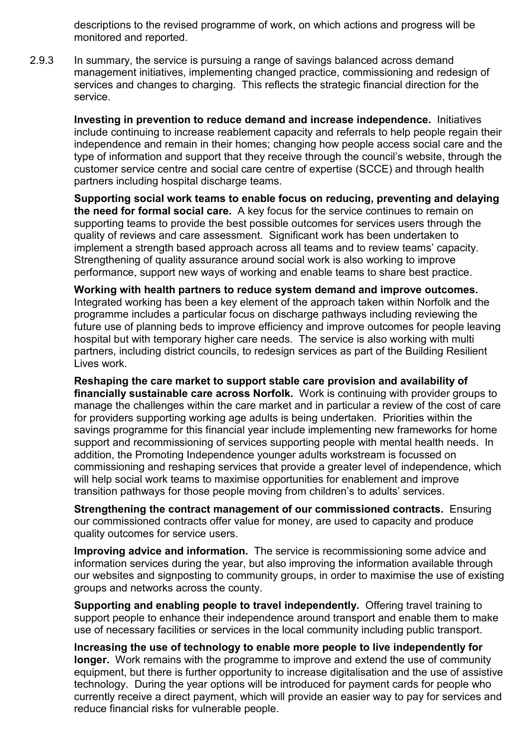descriptions to the revised programme of work, on which actions and progress will be monitored and reported.

2.9.3 In summary, the service is pursuing a range of savings balanced across demand management initiatives, implementing changed practice, commissioning and redesign of services and changes to charging. This reflects the strategic financial direction for the service.

**Investing in prevention to reduce demand and increase independence.** Initiatives include continuing to increase reablement capacity and referrals to help people regain their independence and remain in their homes; changing how people access social care and the type of information and support that they receive through the council's website, through the customer service centre and social care centre of expertise (SCCE) and through health partners including hospital discharge teams.

**Supporting social work teams to enable focus on reducing, preventing and delaying the need for formal social care.** A key focus for the service continues to remain on supporting teams to provide the best possible outcomes for services users through the quality of reviews and care assessment. Significant work has been undertaken to implement a strength based approach across all teams and to review teams' capacity. Strengthening of quality assurance around social work is also working to improve performance, support new ways of working and enable teams to share best practice.

**Working with health partners to reduce system demand and improve outcomes.** Integrated working has been a key element of the approach taken within Norfolk and the programme includes a particular focus on discharge pathways including reviewing the future use of planning beds to improve efficiency and improve outcomes for people leaving hospital but with temporary higher care needs. The service is also working with multi partners, including district councils, to redesign services as part of the Building Resilient Lives work.

**Reshaping the care market to support stable care provision and availability of financially sustainable care across Norfolk.** Work is continuing with provider groups to manage the challenges within the care market and in particular a review of the cost of care for providers supporting working age adults is being undertaken. Priorities within the savings programme for this financial year include implementing new frameworks for home support and recommissioning of services supporting people with mental health needs. In addition, the Promoting Independence younger adults workstream is focussed on commissioning and reshaping services that provide a greater level of independence, which will help social work teams to maximise opportunities for enablement and improve transition pathways for those people moving from children's to adults' services.

**Strengthening the contract management of our commissioned contracts.** Ensuring our commissioned contracts offer value for money, are used to capacity and produce quality outcomes for service users.

**Improving advice and information.** The service is recommissioning some advice and information services during the year, but also improving the information available through our websites and signposting to community groups, in order to maximise the use of existing groups and networks across the county.

**Supporting and enabling people to travel independently.** Offering travel training to support people to enhance their independence around transport and enable them to make use of necessary facilities or services in the local community including public transport.

**Increasing the use of technology to enable more people to live independently for longer.** Work remains with the programme to improve and extend the use of community equipment, but there is further opportunity to increase digitalisation and the use of assistive technology. During the year options will be introduced for payment cards for people who currently receive a direct payment, which will provide an easier way to pay for services and reduce financial risks for vulnerable people.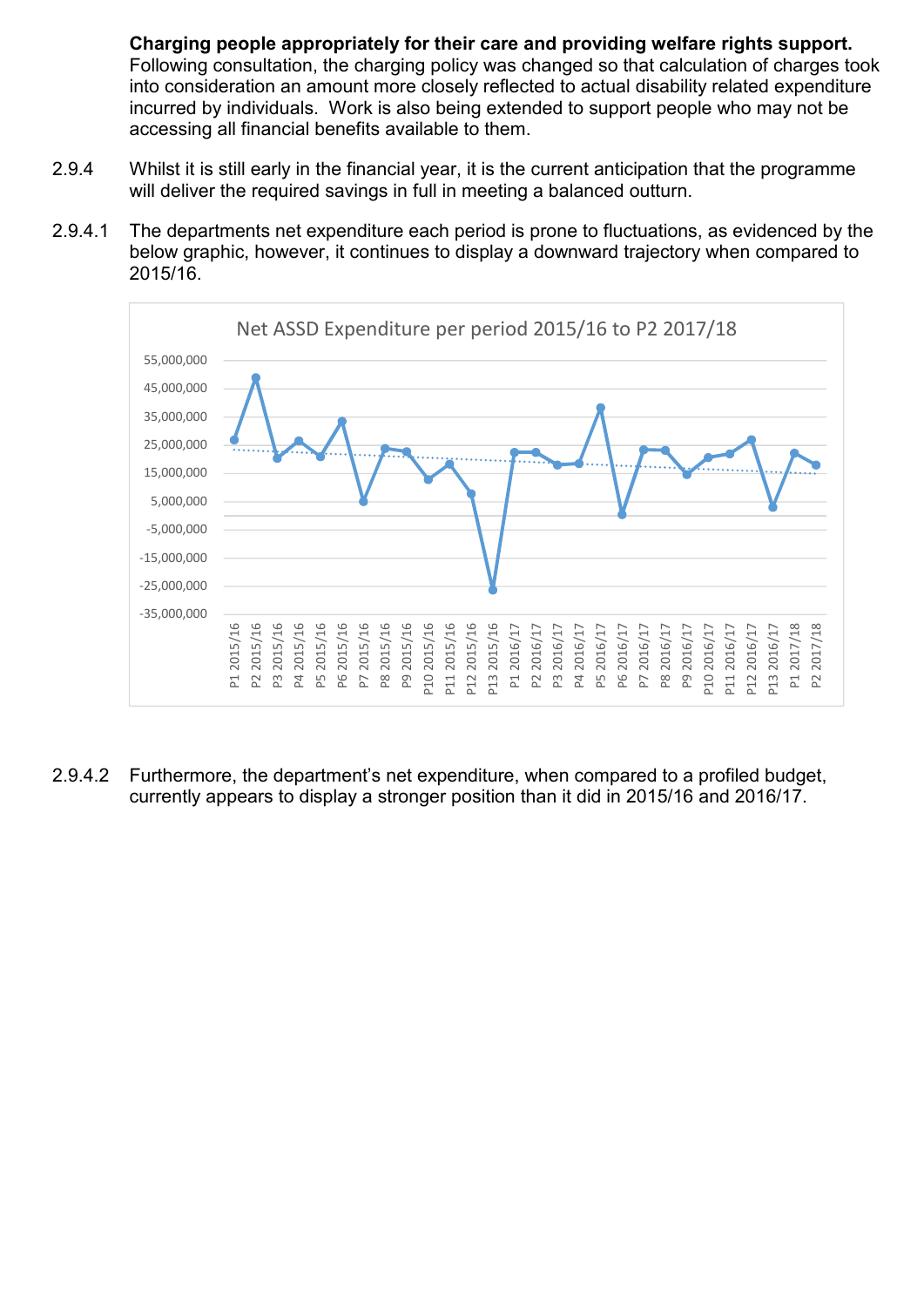**Charging people appropriately for their care and providing welfare rights support.** Following consultation, the charging policy was changed so that calculation of charges took into consideration an amount more closely reflected to actual disability related expenditure incurred by individuals. Work is also being extended to support people who may not be accessing all financial benefits available to them.

2.9.4 Whilst it is still early in the financial year, it is the current anticipation that the programme will deliver the required savings in full in meeting a balanced outturn.

2.9.4.1 The departments net expenditure each period is prone to fluctuations, as evidenced by the below graphic, however, it continues to display a downward trajectory when compared to 2015/16.

Net ASSD Expenditure per period 2015/16 to P2 2017/18

2.9.4.2 Furthermore, the department's net expenditure, when compared to a profiled budget, currently appears to display a stronger position than it did in 2015/16 and 2016/17.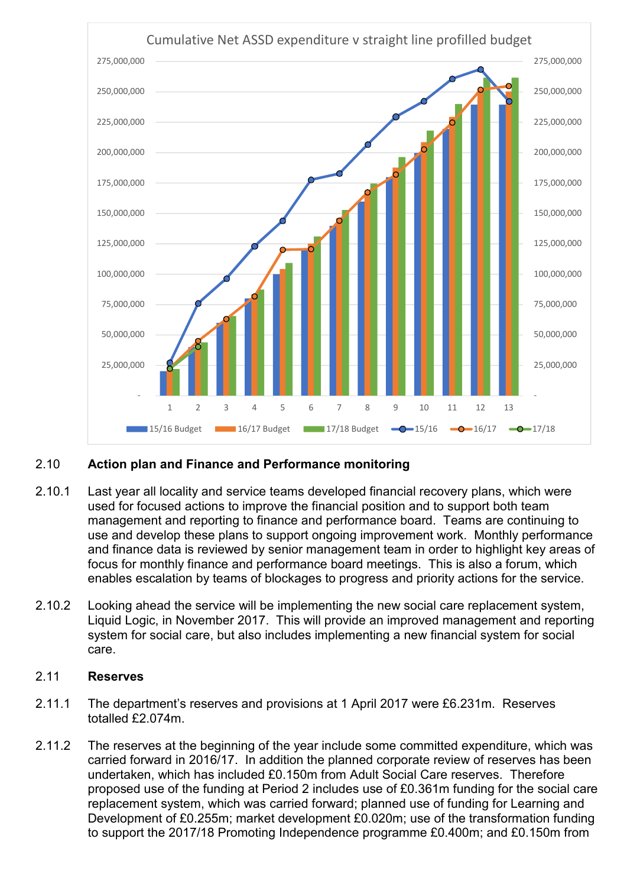Cumulative Net ASSD expenditure v straight line profilled budget

2.10 **Action plan and Finance and Performance monitoring**

2.10.1 Last year all locality and service teams developed financial recovery plans, which were used for focused actions to improve the financial position and to support both team management and reporting to finance and performance board. Teams are continuing to use and develop these plans to support ongoing improvement work. Monthly performance and finance data is reviewed by senior management team in order to highlight key areas of focus for monthly finance and performance board meetings. This is also a forum, which enables escalation by teams of blockages to progress and priority actions for the service.

2.10.2 Looking ahead the service will be implementing the new social care replacement system, Liquid Logic, in November 2017. This will provide an improved management and reporting system for social care, but also includes implementing a new financial system for social care.

2.11 **Reserves**

2.11.1 The department's reserves and provisions at 1 April 2017 were £6.231m. Reserves totalled £2.074m.

2.11.2 The reserves at the beginning of the year include some committed expenditure, which was carried forward in 2016/17. In addition the planned corporate review of reserves has been undertaken, which has included £0.150m from Adult Social Care reserves. Therefore proposed use of the funding at Period 2 includes use of £0.361m funding for the social care replacement system, which was carried forward; planned use of funding for Learning and Development of £0.255m; market development £0.020m; use of the transformation funding to support the 2017/18 Promoting Independence programme £0.400m; and £0.150m from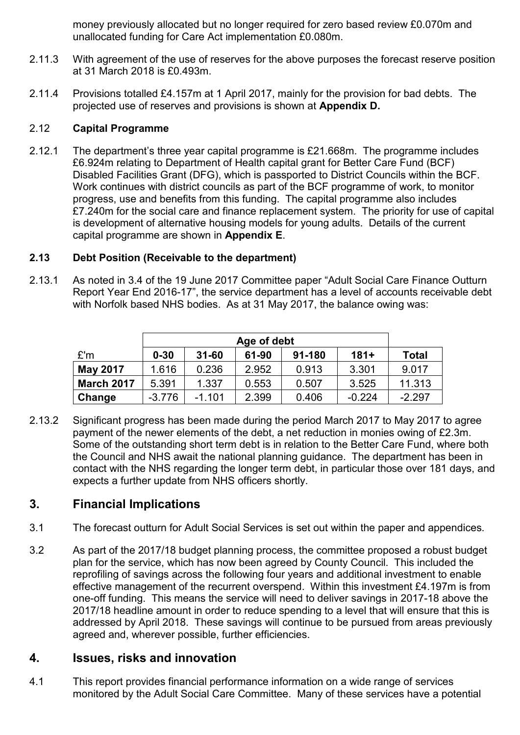money previously allocated but no longer required for zero based review £0.070m and unallocated funding for Care Act implementation £0.080m.

2.11.3 With agreement of the use of reserves for the above purposes the forecast reserve position at 31 March 2018 is £0.493m.

2.11.4 Provisions totalled £4.157m at 1 April 2017, mainly for the provision for bad debts. The projected use of reserves and provisions is shown at **Appendix D.**

### 2.12 Capital Programme

2.12.1 The department's three year capital programme is £21.668m. The programme includes £6.924m relating to Department of Health capital grant for Better Care Fund (BCF) Disabled Facilities Grant (DFG), which is passported to District Councils within the BCF. Work continues with district councils as part of the BCF programme of work, to monitor progress, use and benefits from this funding. The capital programme also includes £7.240m for the social care and finance replacement system. The priority for use of capital is development of alternative housing models for young adults. Details of the current capital programme are shown in **Appendix E**.

### 2.13 Debt Position (Receivable to the department)

2.13.1 As noted in 3.4 of the 19 June 2017 Committee paper "Adult Social Care Finance Outturn Report Year End 2016-17", the service department has a level of accounts receivable debt with Norfolk based NHS bodies. As at 31 May 2017, the balance owing was:

| | Age of debt | | | | | |
|---|---|---|---|---|---|---|
| £'m | **0-30** | **31-60** | **61-90** | **91-180** | **181+** | **Total** |
| **May 2017** | 1.616 | 0.236 | 2.952 | 0.913 | 3.301 | 9.017 |
| **March 2017** | 5.391 | 1.337 | 0.553 | 0.507 | 3.525 | 11.313 |
| **Change** | -3.776 | -1.101 | 2.399 | 0.406 | -0.224 | -2.297 |

2.13.2 Significant progress has been made during the period March 2017 to May 2017 to agree payment of the newer elements of the debt, a net reduction in monies owing of £2.3m. Some of the outstanding short term debt is in relation to the Better Care Fund, where both the Council and NHS await the national planning guidance. The department has been in contact with the NHS regarding the longer term debt, in particular those over 181 days, and expects a further update from NHS officers shortly.

## 3. Financial Implications

3.1 The forecast outturn for Adult Social Services is set out within the paper and appendices.

3.2 As part of the 2017/18 budget planning process, the committee proposed a robust budget plan for the service, which has now been agreed by County Council. This included the reprofiling of savings across the following four years and additional investment to enable effective management of the recurrent overspend. Within this investment £4.197m is from one-off funding. This means the service will need to deliver savings in 2017-18 above the 2017/18 headline amount in order to reduce spending to a level that will ensure that this is addressed by April 2018. These savings will continue to be pursued from areas previously agreed and, wherever possible, further efficiencies.

## 4. Issues, risks and innovation

4.1 This report provides financial performance information on a wide range of services monitored by the Adult Social Care Committee. Many of these services have a potential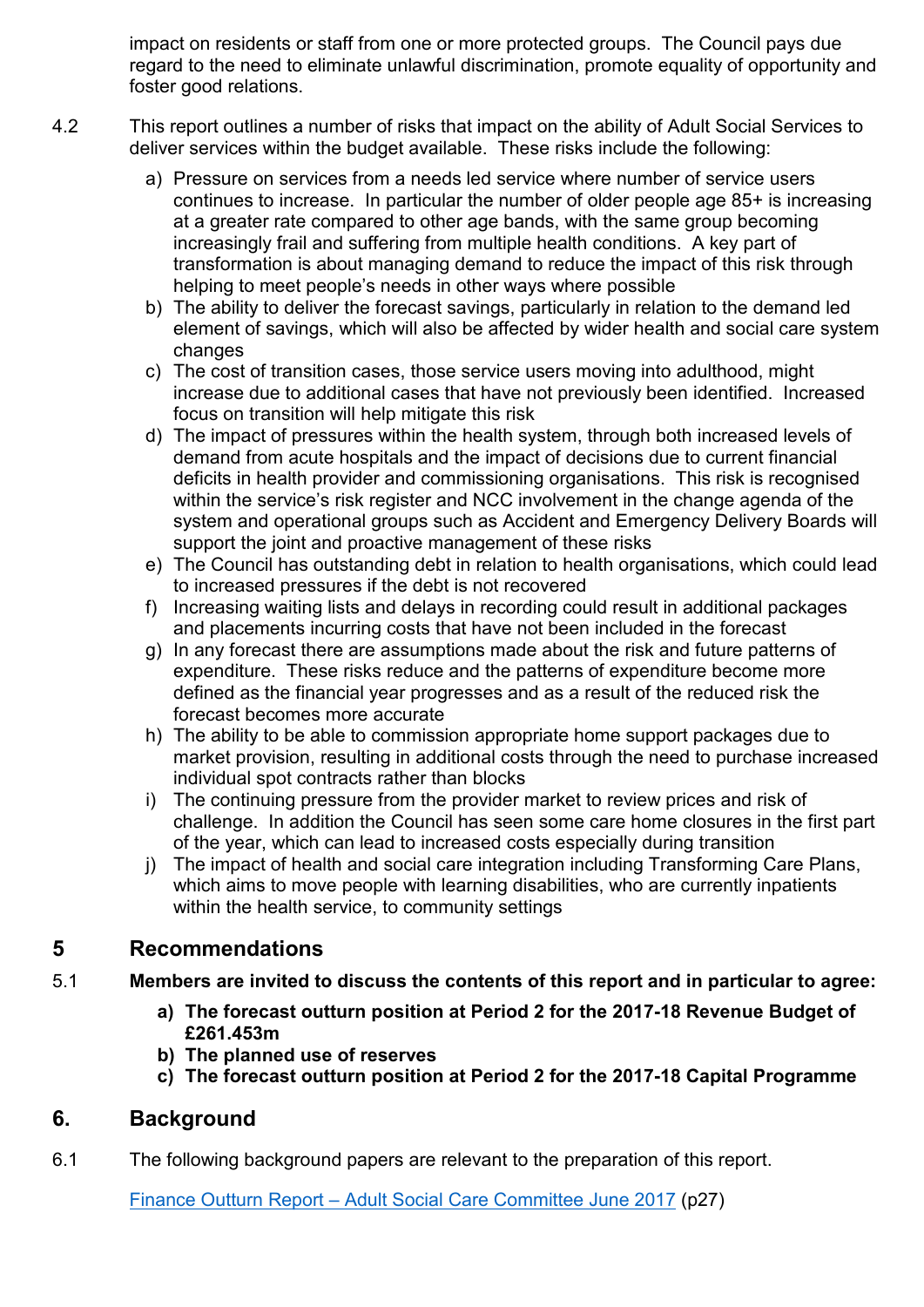impact on residents or staff from one or more protected groups. The Council pays due regard to the need to eliminate unlawful discrimination, promote equality of opportunity and foster good relations.

4.2 This report outlines a number of risks that impact on the ability of Adult Social Services to deliver services within the budget available. These risks include the following:

a) Pressure on services from a needs led service where number of service users continues to increase. In particular the number of older people age 85+ is increasing at a greater rate compared to other age bands, with the same group becoming increasingly frail and suffering from multiple health conditions. A key part of transformation is about managing demand to reduce the impact of this risk through helping to meet people's needs in other ways where possible
b) The ability to deliver the forecast savings, particularly in relation to the demand led element of savings, which will also be affected by wider health and social care system changes
c) The cost of transition cases, those service users moving into adulthood, might increase due to additional cases that have not previously been identified. Increased focus on transition will help mitigate this risk
d) The impact of pressures within the health system, through both increased levels of demand from acute hospitals and the impact of decisions due to current financial deficits in health provider and commissioning organisations. This risk is recognised within the service's risk register and NCC involvement in the change agenda of the system and operational groups such as Accident and Emergency Delivery Boards will support the joint and proactive management of these risks
e) The Council has outstanding debt in relation to health organisations, which could lead to increased pressures if the debt is not recovered
f) Increasing waiting lists and delays in recording could result in additional packages and placements incurring costs that have not been included in the forecast
g) In any forecast there are assumptions made about the risk and future patterns of expenditure. These risks reduce and the patterns of expenditure become more defined as the financial year progresses and as a result of the reduced risk the forecast becomes more accurate
h) The ability to be able to commission appropriate home support packages due to market provision, resulting in additional costs through the need to purchase increased individual spot contracts rather than blocks
i) The continuing pressure from the provider market to review prices and risk of challenge. In addition the Council has seen some care home closures in the first part of the year, which can lead to increased costs especially during transition
j) The impact of health and social care integration including Transforming Care Plans, which aims to move people with learning disabilities, who are currently inpatients within the health service, to community settings

## 5 Recommendations

5.1 **Members are invited to discuss the contents of this report and in particular to agree:**

**a) The forecast outturn position at Period 2 for the 2017-18 Revenue Budget of £261.453m**
**b) The planned use of reserves**
**c) The forecast outturn position at Period 2 for the 2017-18 Capital Programme**

## 6. Background

6.1 The following background papers are relevant to the preparation of this report.

Finance Outturn Report – Adult Social Care Committee June 2017 (p27)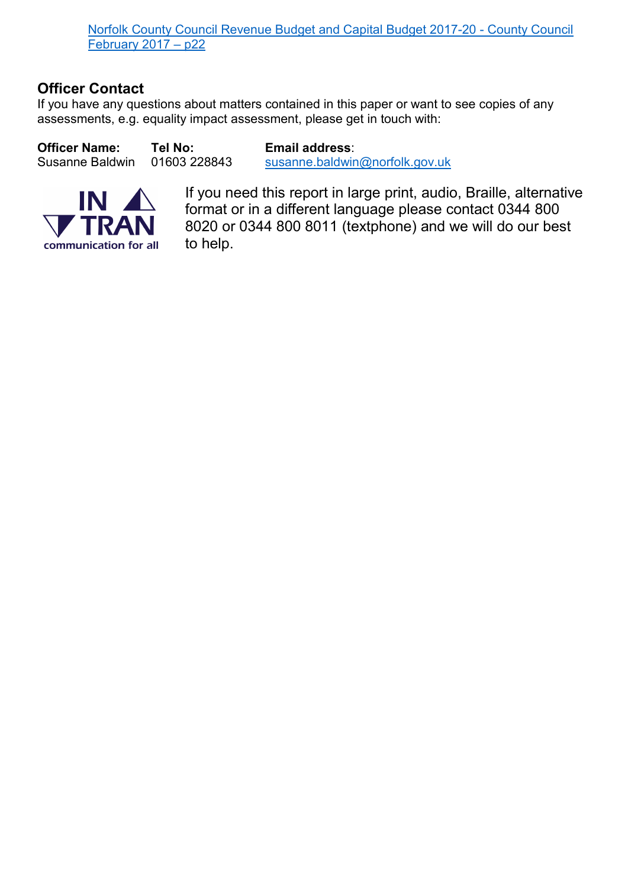[Norfolk County Council Revenue Budget and Capital Budget 2017-20 - County Council February 2017 – p22]

### Officer Contact

If you have any questions about matters contained in this paper or want to see copies of any assessments, e.g. equality impact assessment, please get in touch with:

| Officer Name: | Tel No: | Email address: |
| --- | --- | --- |
| Susanne Baldwin | 01603 228843 | susanne.baldwin@norfolk.gov.uk |

IN TRAN communication for all

If you need this report in large print, audio, Braille, alternative format or in a different language please contact 0344 800 8020 or 0344 800 8011 (textphone) and we will do our best to help.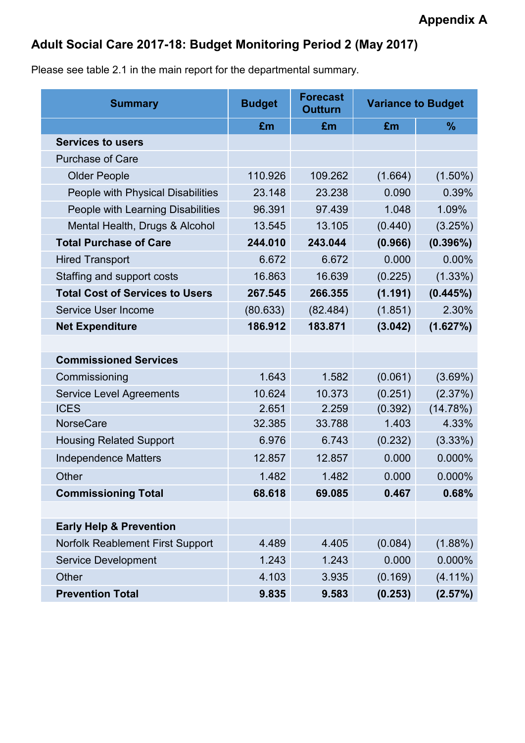**Appendix A**

## Adult Social Care 2017-18: Budget Monitoring Period 2 (May 2017)

Please see table 2.1 in the main report for the departmental summary.

| Summary | Budget | Forecast Outturn | Variance to Budget | |
|---|---|---|---|---|
| | £m | £m | £m | % |
| **Services to users** | | | | |
| Purchase of Care | | | | |
| Older People | 110.926 | 109.262 | (1.664) | (1.50%) |
| People with Physical Disabilities | 23.148 | 23.238 | 0.090 | 0.39% |
| People with Learning Disabilities | 96.391 | 97.439 | 1.048 | 1.09% |
| Mental Health, Drugs & Alcohol | 13.545 | 13.105 | (0.440) | (3.25%) |
| **Total Purchase of Care** | **244.010** | **243.044** | **(0.966)** | **(0.396%)** |
| Hired Transport | 6.672 | 6.672 | 0.000 | 0.00% |
| Staffing and support costs | 16.863 | 16.639 | (0.225) | (1.33%) |
| **Total Cost of Services to Users** | **267.545** | **266.355** | **(1.191)** | **(0.445%)** |
| Service User Income | (80.633) | (82.484) | (1.851) | 2.30% |
| **Net Expenditure** | **186.912** | **183.871** | **(3.042)** | **(1.627%)** |
| | | | | |
| **Commissioned Services** | | | | |
| Commissioning | 1.643 | 1.582 | (0.061) | (3.69%) |
| Service Level Agreements | 10.624 | 10.373 | (0.251) | (2.37%) |
| ICES | 2.651 | 2.259 | (0.392) | (14.78%) |
| NorseCare | 32.385 | 33.788 | 1.403 | 4.33% |
| Housing Related Support | 6.976 | 6.743 | (0.232) | (3.33%) |
| Independence Matters | 12.857 | 12.857 | 0.000 | 0.000% |
| Other | 1.482 | 1.482 | 0.000 | 0.000% |
| **Commissioning Total** | **68.618** | **69.085** | **0.467** | **0.68%** |
| | | | | |
| **Early Help & Prevention** | | | | |
| Norfolk Reablement First Support | 4.489 | 4.405 | (0.084) | (1.88%) |
| Service Development | 1.243 | 1.243 | 0.000 | 0.000% |
| Other | 4.103 | 3.935 | (0.169) | (4.11%) |
| **Prevention Total** | **9.835** | **9.583** | **(0.253)** | **(2.57%)** |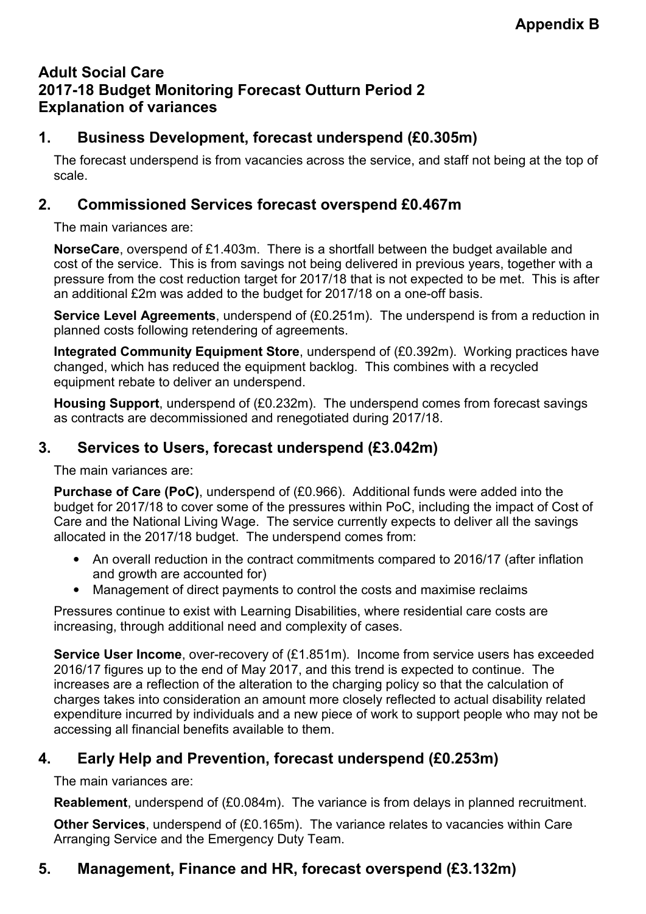**Appendix B**

# Adult Social Care
# 2017-18 Budget Monitoring Forecast Outturn Period 2
# Explanation of variances

## 1. Business Development, forecast underspend (£0.305m)

The forecast underspend is from vacancies across the service, and staff not being at the top of scale.

## 2. Commissioned Services forecast overspend £0.467m

The main variances are:

**NorseCare**, overspend of £1.403m. There is a shortfall between the budget available and cost of the service. This is from savings not being delivered in previous years, together with a pressure from the cost reduction target for 2017/18 that is not expected to be met. This is after an additional £2m was added to the budget for 2017/18 on a one-off basis.

**Service Level Agreements**, underspend of (£0.251m). The underspend is from a reduction in planned costs following retendering of agreements.

**Integrated Community Equipment Store**, underspend of (£0.392m). Working practices have changed, which has reduced the equipment backlog. This combines with a recycled equipment rebate to deliver an underspend.

**Housing Support**, underspend of (£0.232m). The underspend comes from forecast savings as contracts are decommissioned and renegotiated during 2017/18.

## 3. Services to Users, forecast underspend (£3.042m)

The main variances are:

**Purchase of Care (PoC)**, underspend of (£0.966). Additional funds were added into the budget for 2017/18 to cover some of the pressures within PoC, including the impact of Cost of Care and the National Living Wage. The service currently expects to deliver all the savings allocated in the 2017/18 budget. The underspend comes from:

- An overall reduction in the contract commitments compared to 2016/17 (after inflation and growth are accounted for)
- Management of direct payments to control the costs and maximise reclaims

Pressures continue to exist with Learning Disabilities, where residential care costs are increasing, through additional need and complexity of cases.

**Service User Income**, over-recovery of (£1.851m). Income from service users has exceeded 2016/17 figures up to the end of May 2017, and this trend is expected to continue. The increases are a reflection of the alteration to the charging policy so that the calculation of charges takes into consideration an amount more closely reflected to actual disability related expenditure incurred by individuals and a new piece of work to support people who may not be accessing all financial benefits available to them.

## 4. Early Help and Prevention, forecast underspend (£0.253m)

The main variances are:

**Reablement**, underspend of (£0.084m). The variance is from delays in planned recruitment.

**Other Services**, underspend of (£0.165m). The variance relates to vacancies within Care Arranging Service and the Emergency Duty Team.

## 5. Management, Finance and HR, forecast overspend (£3.132m)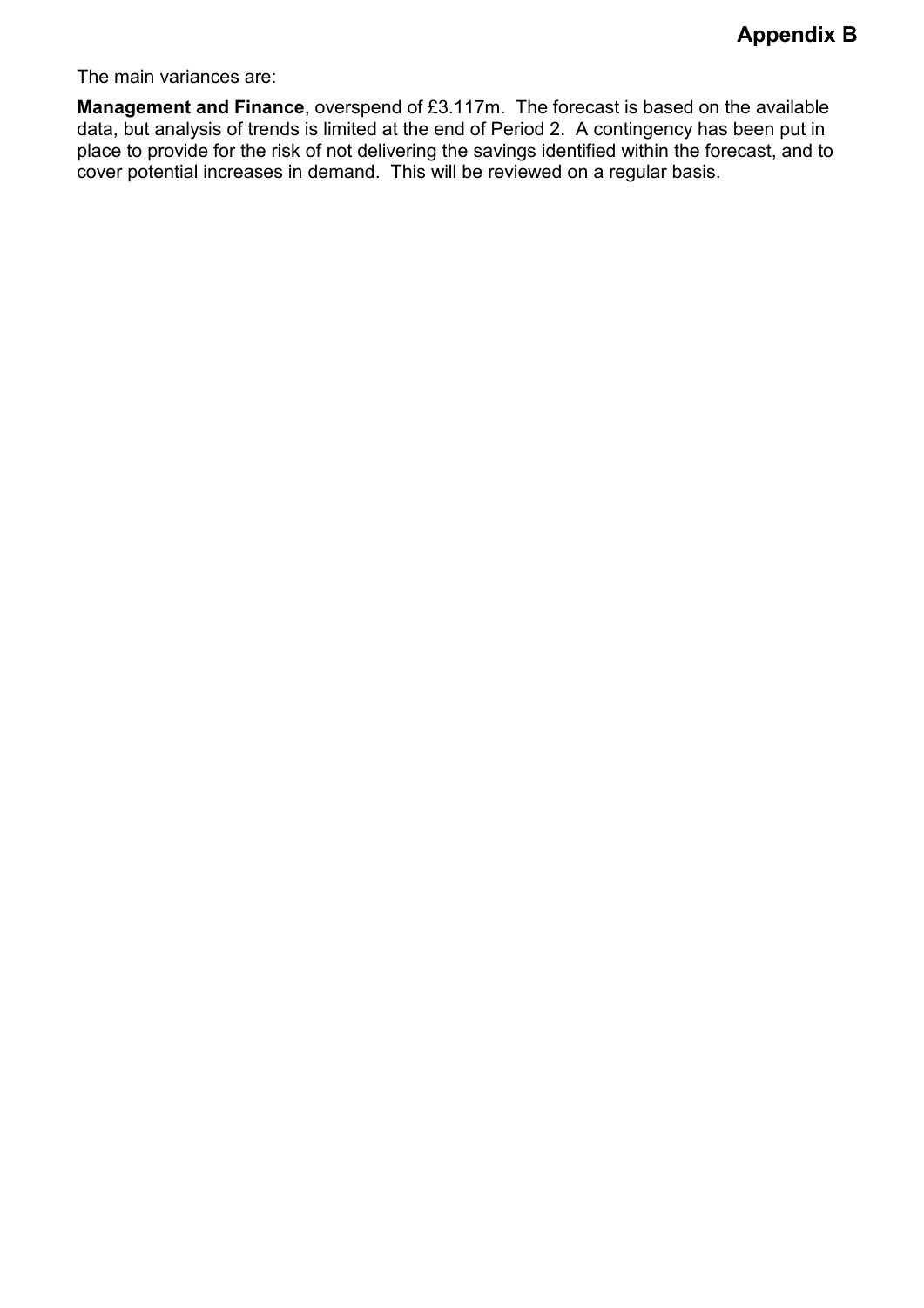**Appendix B**

The main variances are:

**Management and Finance**, overspend of £3.117m. The forecast is based on the available data, but analysis of trends is limited at the end of Period 2. A contingency has been put in place to provide for the risk of not delivering the savings identified within the forecast, and to cover potential increases in demand. This will be reviewed on a regular basis.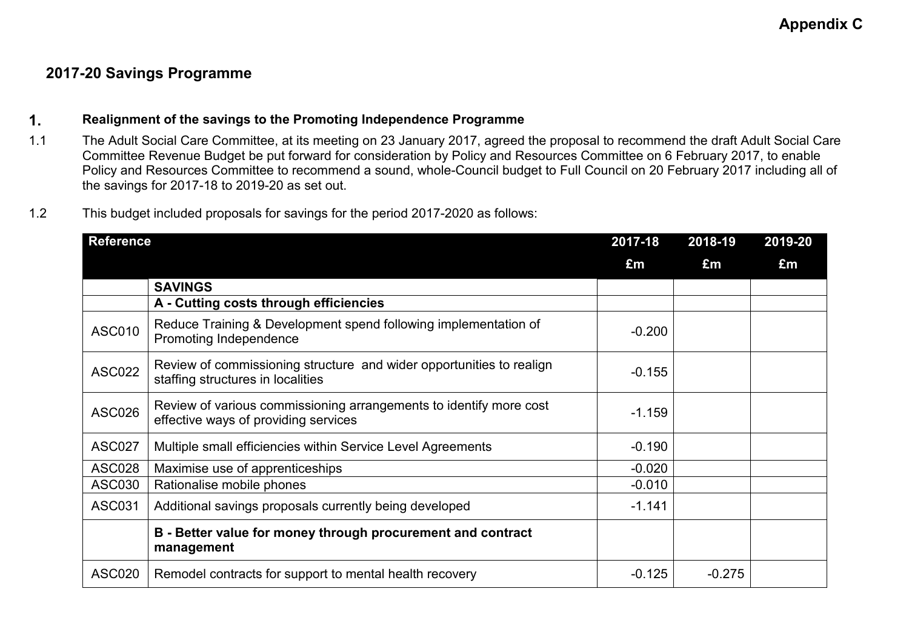**Appendix C**

## 2017-20 Savings Programme

### 1. Realignment of the savings to the Promoting Independence Programme

1.1 The Adult Social Care Committee, at its meeting on 23 January 2017, agreed the proposal to recommend the draft Adult Social Care Committee Revenue Budget be put forward for consideration by Policy and Resources Committee on 6 February 2017, to enable Policy and Resources Committee to recommend a sound, whole-Council budget to Full Council on 20 February 2017 including all of the savings for 2017-18 to 2019-20 as set out.

1.2 This budget included proposals for savings for the period 2017-2020 as follows:

| Reference | | 2017-18 | 2018-19 | 2019-20 |
|---|---|---|---|---|
| | | £m | £m | £m |
| | **SAVINGS** | | | |
| | **A - Cutting costs through efficiencies** | | | |
| ASC010 | Reduce Training & Development spend following implementation of Promoting Independence | -0.200 | | |
| ASC022 | Review of commissioning structure and wider opportunities to realign staffing structures in localities | -0.155 | | |
| ASC026 | Review of various commissioning arrangements to identify more cost effective ways of providing services | -1.159 | | |
| ASC027 | Multiple small efficiencies within Service Level Agreements | -0.190 | | |
| ASC028 | Maximise use of apprenticeships | -0.020 | | |
| ASC030 | Rationalise mobile phones | -0.010 | | |
| ASC031 | Additional savings proposals currently being developed | -1.141 | | |
| | **B - Better value for money through procurement and contract management** | | | |
| ASC020 | Remodel contracts for support to mental health recovery | -0.125 | -0.275 | |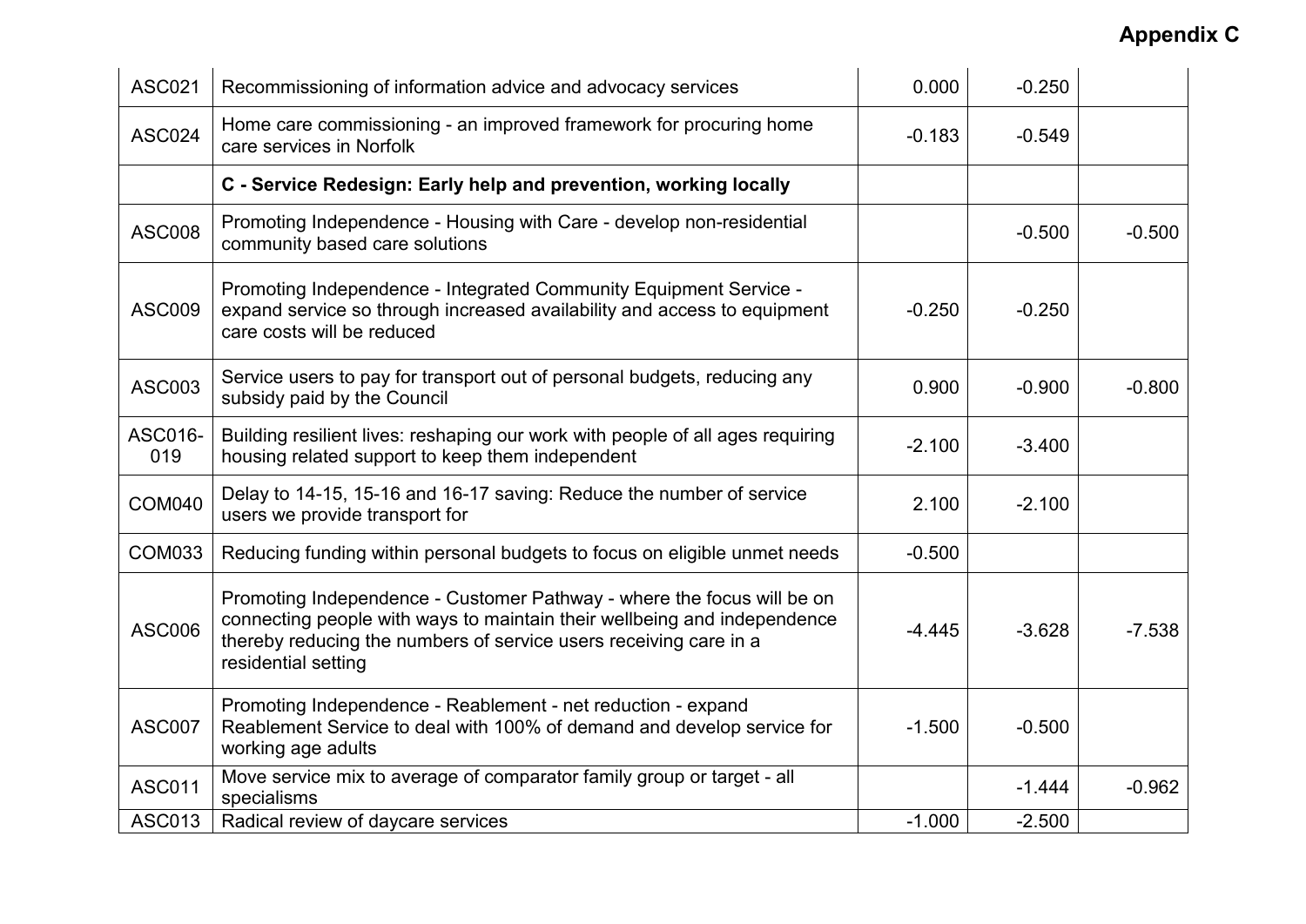**Appendix C**

| | | | | |
|---|---|---|---|---|
| ASC021 | Recommissioning of information advice and advocacy services | 0.000 | -0.250 | |
| ASC024 | Home care commissioning - an improved framework for procuring home care services in Norfolk | -0.183 | -0.549 | |
| | **C - Service Redesign: Early help and prevention, working locally** | | | |
| ASC008 | Promoting Independence - Housing with Care - develop non-residential community based care solutions | | -0.500 | -0.500 |
| ASC009 | Promoting Independence - Integrated Community Equipment Service - expand service so through increased availability and access to equipment care costs will be reduced | -0.250 | -0.250 | |
| ASC003 | Service users to pay for transport out of personal budgets, reducing any subsidy paid by the Council | 0.900 | -0.900 | -0.800 |
| ASC016-019 | Building resilient lives: reshaping our work with people of all ages requiring housing related support to keep them independent | -2.100 | -3.400 | |
| COM040 | Delay to 14-15, 15-16 and 16-17 saving: Reduce the number of service users we provide transport for | 2.100 | -2.100 | |
| COM033 | Reducing funding within personal budgets to focus on eligible unmet needs | -0.500 | | |
| ASC006 | Promoting Independence - Customer Pathway - where the focus will be on connecting people with ways to maintain their wellbeing and independence thereby reducing the numbers of service users receiving care in a residential setting | -4.445 | -3.628 | -7.538 |
| ASC007 | Promoting Independence - Reablement - net reduction - expand Reablement Service to deal with 100% of demand and develop service for working age adults | -1.500 | -0.500 | |
| ASC011 | Move service mix to average of comparator family group or target - all specialisms | | -1.444 | -0.962 |
| ASC013 | Radical review of daycare services | -1.000 | -2.500 | |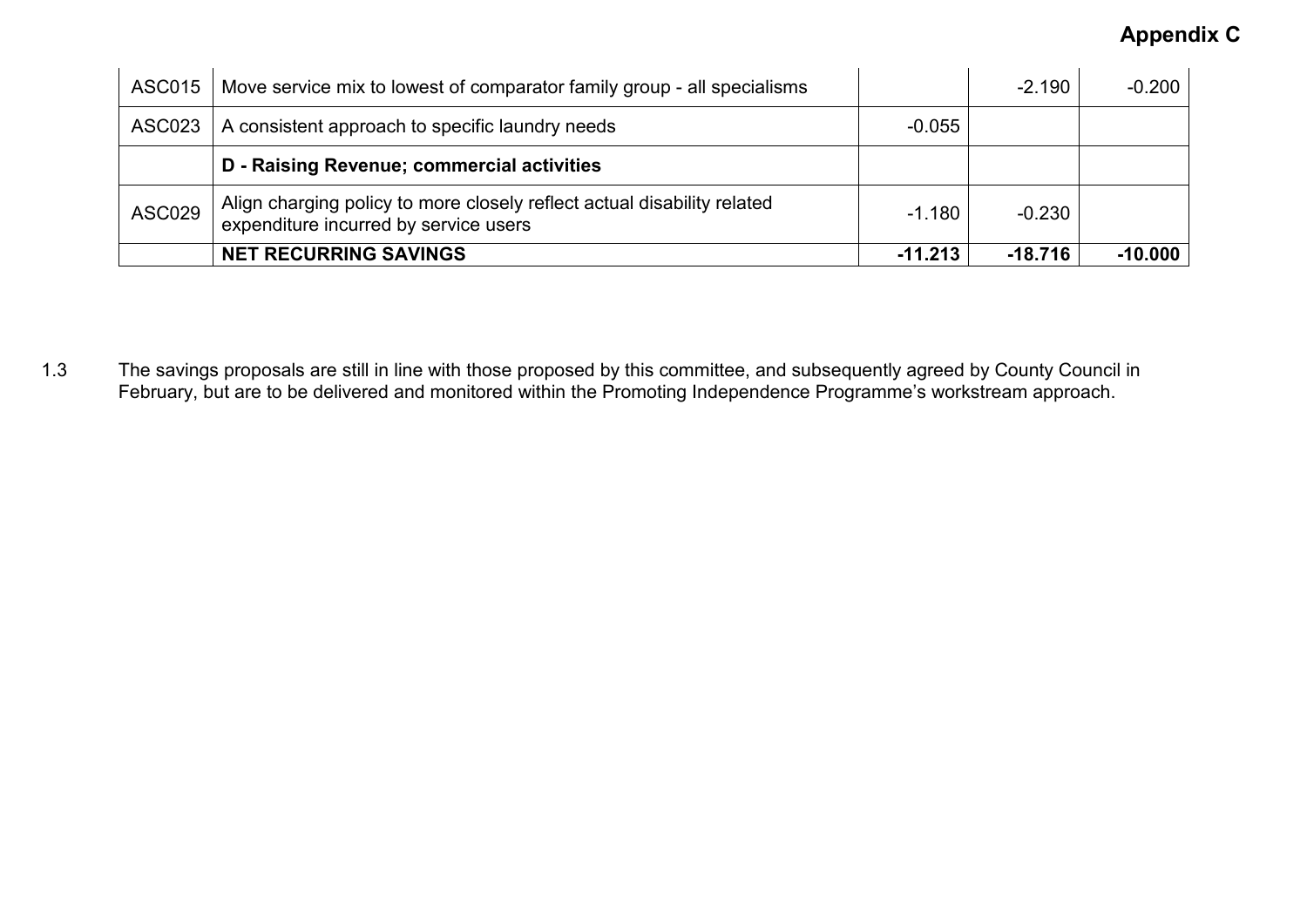# Appendix C

| | | | | |
|---|---|---|---|---|
| ASC015 | Move service mix to lowest of comparator family group - all specialisms | | -2.190 | -0.200 |
| ASC023 | A consistent approach to specific laundry needs | -0.055 | | |
| | **D - Raising Revenue; commercial activities** | | | |
| ASC029 | Align charging policy to more closely reflect actual disability related expenditure incurred by service users | -1.180 | -0.230 | |
| | **NET RECURRING SAVINGS** | **-11.213** | **-18.716** | **-10.000** |

1.3 The savings proposals are still in line with those proposed by this committee, and subsequently agreed by County Council in February, but are to be delivered and monitored within the Promoting Independence Programme's workstream approach.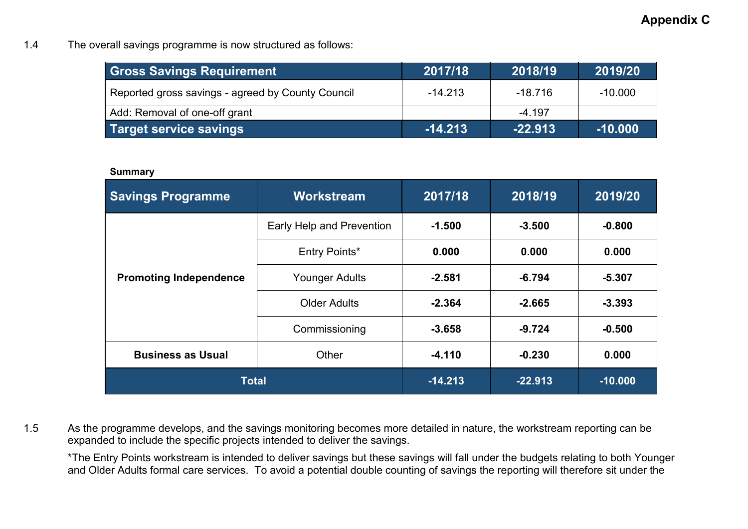**Appendix C**

1.4 The overall savings programme is now structured as follows:

| Gross Savings Requirement | 2017/18 | 2018/19 | 2019/20 |
|---|---|---|---|
| Reported gross savings - agreed by County Council | -14.213 | -18.716 | -10.000 |
| Add: Removal of one-off grant | | -4.197 | |
| **Target service savings** | **-14.213** | **-22.913** | **-10.000** |

**Summary**

| Savings Programme | Workstream | 2017/18 | 2018/19 | 2019/20 |
|---|---|---|---|---|
| **Promoting Independence** | Early Help and Prevention | **-1.500** | **-3.500** | **-0.800** |
| | Entry Points* | **0.000** | **0.000** | **0.000** |
| | Younger Adults | **-2.581** | **-6.794** | **-5.307** |
| | Older Adults | **-2.364** | **-2.665** | **-3.393** |
| | Commissioning | **-3.658** | **-9.724** | **-0.500** |
| **Business as Usual** | Other | **-4.110** | **-0.230** | **0.000** |
| **Total** | | **-14.213** | **-22.913** | **-10.000** |

1.5 As the programme develops, and the savings monitoring becomes more detailed in nature, the workstream reporting can be expanded to include the specific projects intended to deliver the savings.

*The Entry Points workstream is intended to deliver savings but these savings will fall under the budgets relating to both Younger and Older Adults formal care services. To avoid a potential double counting of savings the reporting will therefore sit under the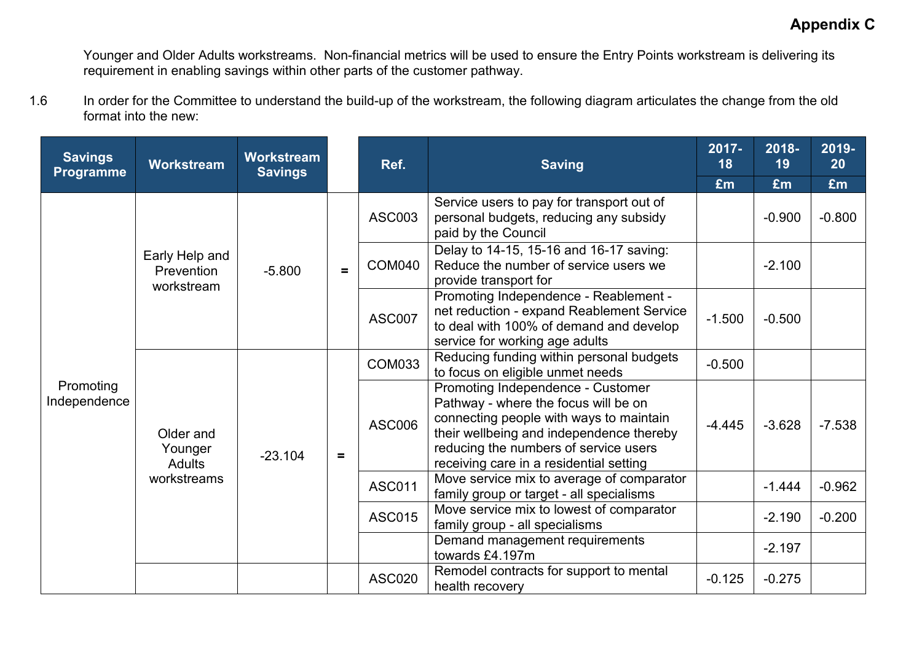**Appendix C**

Younger and Older Adults workstreams. Non-financial metrics will be used to ensure the Entry Points workstream is delivering its requirement in enabling savings within other parts of the customer pathway.

1.6 In order for the Committee to understand the build-up of the workstream, the following diagram articulates the change from the old format into the new:

| Savings Programme | Workstream | Workstream Savings | | Ref. | Saving | 2017-18 | 2018-19 | 2019-20 |
|---|---|---|---|---|---|---|---|---|
| | | | | | | £m | £m | £m |
| Promoting Independence | Early Help and Prevention workstream | -5.800 | = | ASC003 | Service users to pay for transport out of personal budgets, reducing any subsidy paid by the Council | | -0.900 | -0.800 |
| | | | | COM040 | Delay to 14-15, 15-16 and 16-17 saving: Reduce the number of service users we provide transport for | | -2.100 | |
| | | | | ASC007 | Promoting Independence - Reablement - net reduction - expand Reablement Service to deal with 100% of demand and develop service for working age adults | -1.500 | -0.500 | |
| | Older and Younger Adults workstreams | -23.104 | = | COM033 | Reducing funding within personal budgets to focus on eligible unmet needs | -0.500 | | |
| | | | | ASC006 | Promoting Independence - Customer Pathway - where the focus will be on connecting people with ways to maintain their wellbeing and independence thereby reducing the numbers of service users receiving care in a residential setting | -4.445 | -3.628 | -7.538 |
| | | | | ASC011 | Move service mix to average of comparator family group or target - all specialisms | | -1.444 | -0.962 |
| | | | | ASC015 | Move service mix to lowest of comparator family group - all specialisms | | -2.190 | -0.200 |
| | | | | | Demand management requirements towards £4.197m | | -2.197 | |
| | | | | ASC020 | Remodel contracts for support to mental health recovery | -0.125 | -0.275 | |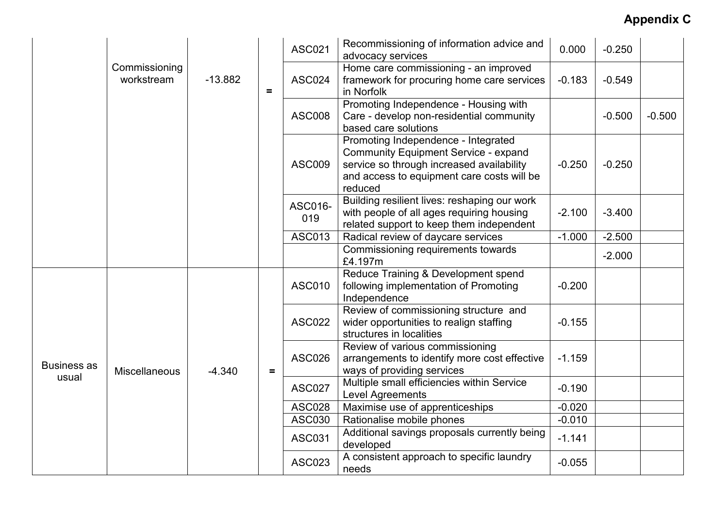## Appendix C

| | | | | | | | | |
|---|---|---|---|---|---|---|---|---|
| | Commissioning workstream | -13.882 | = | ASC021 | Recommissioning of information advice and advocacy services | 0.000 | -0.250 | |
| | | | | ASC024 | Home care commissioning - an improved framework for procuring home care services in Norfolk | -0.183 | -0.549 | |
| | | | | ASC008 | Promoting Independence - Housing with Care - develop non-residential community based care solutions | | -0.500 | -0.500 |
| | | | | ASC009 | Promoting Independence - Integrated Community Equipment Service - expand service so through increased availability and access to equipment care costs will be reduced | -0.250 | -0.250 | |
| | | | | ASC016-019 | Building resilient lives: reshaping our work with people of all ages requiring housing related support to keep them independent | -2.100 | -3.400 | |
| | | | | ASC013 | Radical review of daycare services | -1.000 | -2.500 | |
| | | | | | Commissioning requirements towards £4.197m | | -2.000 | |
| Business as usual | Miscellaneous | -4.340 | = | ASC010 | Reduce Training & Development spend following implementation of Promoting Independence | -0.200 | | |
| | | | | ASC022 | Review of commissioning structure and wider opportunities to realign staffing structures in localities | -0.155 | | |
| | | | | ASC026 | Review of various commissioning arrangements to identify more cost effective ways of providing services | -1.159 | | |
| | | | | ASC027 | Multiple small efficiencies within Service Level Agreements | -0.190 | | |
| | | | | ASC028 | Maximise use of apprenticeships | -0.020 | | |
| | | | | ASC030 | Rationalise mobile phones | -0.010 | | |
| | | | | ASC031 | Additional savings proposals currently being developed | -1.141 | | |
| | | | | ASC023 | A consistent approach to specific laundry needs | -0.055 | | |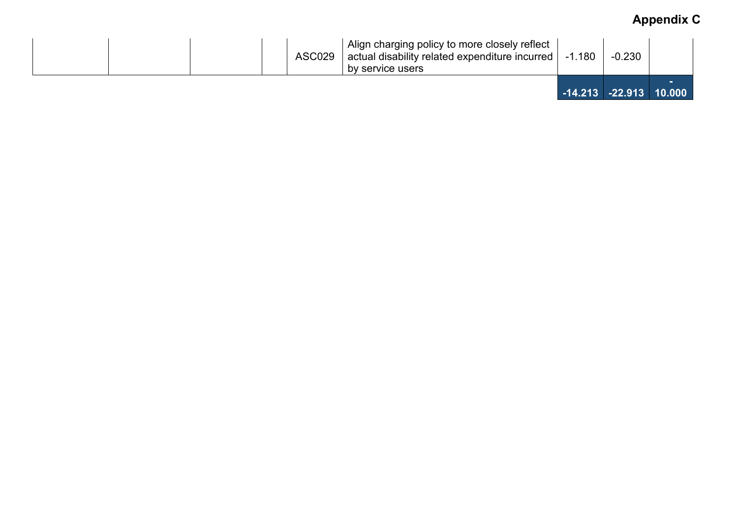**Appendix C**

| | | | | | | | | |
|---|---|---|---|---|---|---|---|---|
| | | | | ASC029 | Align charging policy to more closely reflect actual disability related expenditure incurred by service users | -1.180 | -0.230 | |
| | | | | | | **-14.213** | **-22.913** | **-10.000** |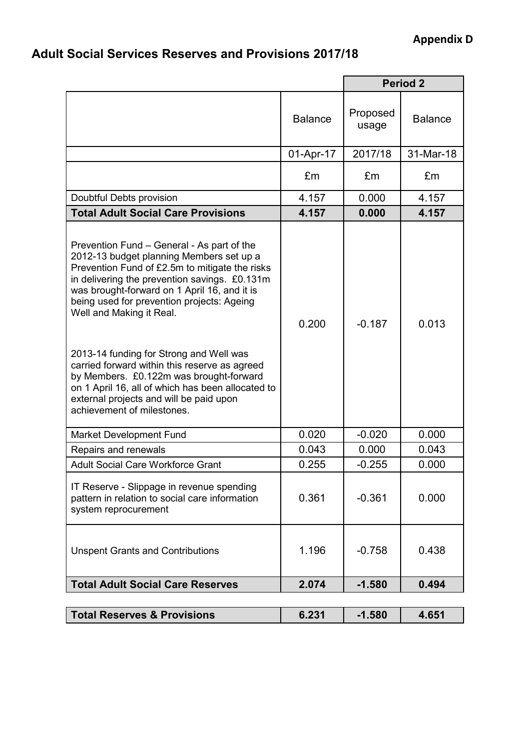**Appendix D**

## Adult Social Services Reserves and Provisions 2017/18

| | | Period 2 | |
|---|---|---|---|
| | Balance | Proposed usage | Balance |
| | 01-Apr-17 | 2017/18 | 31-Mar-18 |
| | £m | £m | £m |
| Doubtful Debts provision | 4.157 | 0.000 | 4.157 |
| **Total Adult Social Care Provisions** | **4.157** | **0.000** | **4.157** |
| Prevention Fund – General - As part of the 2012-13 budget planning Members set up a Prevention Fund of £2.5m to mitigate the risks in delivering the prevention savings. £0.131m was brought-forward on 1 April 16, and it is being used for prevention projects: Ageing Well and Making it Real. 2013-14 funding for Strong and Well was carried forward within this reserve as agreed by Members. £0.122m was brought-forward on 1 April 16, all of which has been allocated to external projects and will be paid upon achievement of milestones. | 0.200 | -0.187 | 0.013 |
| Market Development Fund | 0.020 | -0.020 | 0.000 |
| Repairs and renewals | 0.043 | 0.000 | 0.043 |
| Adult Social Care Workforce Grant | 0.255 | -0.255 | 0.000 |
| IT Reserve - Slippage in revenue spending pattern in relation to social care information system reprocurement | 0.361 | -0.361 | 0.000 |
| Unspent Grants and Contributions | 1.196 | -0.758 | 0.438 |
| **Total Adult Social Care Reserves** | **2.074** | **-1.580** | **0.494** |
| | | | |
| **Total Reserves & Provisions** | **6.231** | **-1.580** | **4.651** |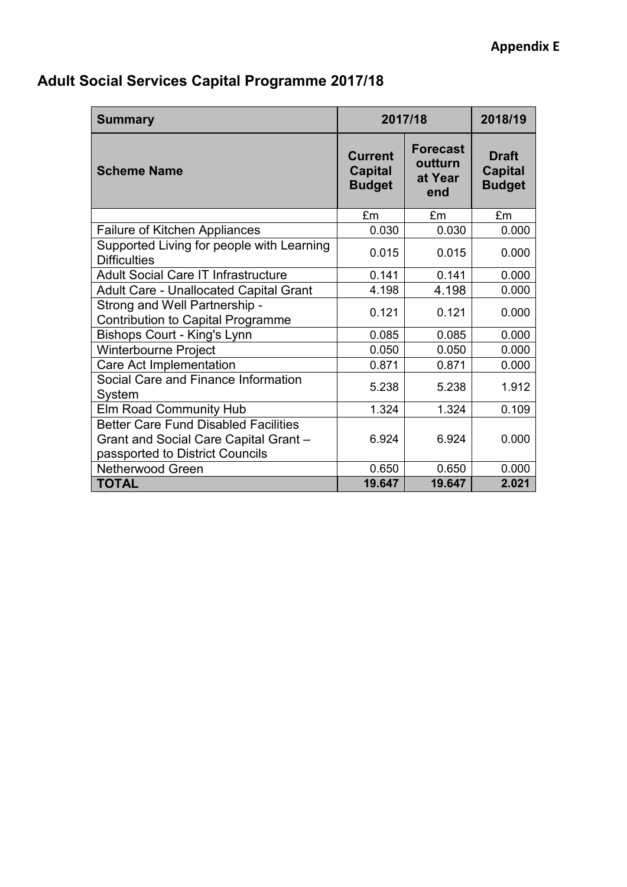**Appendix E**

## Adult Social Services Capital Programme 2017/18

| Summary | 2017/18 | | 2018/19 |
|---|---|---|---|
| **Scheme Name** | **Current Capital Budget** | **Forecast outturn at Year end** | **Draft Capital Budget** |
| | £m | £m | £m |
| Failure of Kitchen Appliances | 0.030 | 0.030 | 0.000 |
| Supported Living for people with Learning Difficulties | 0.015 | 0.015 | 0.000 |
| Adult Social Care IT Infrastructure | 0.141 | 0.141 | 0.000 |
| Adult Care - Unallocated Capital Grant | 4.198 | 4.198 | 0.000 |
| Strong and Well Partnership - Contribution to Capital Programme | 0.121 | 0.121 | 0.000 |
| Bishops Court - King's Lynn | 0.085 | 0.085 | 0.000 |
| Winterbourne Project | 0.050 | 0.050 | 0.000 |
| Care Act Implementation | 0.871 | 0.871 | 0.000 |
| Social Care and Finance Information System | 5.238 | 5.238 | 1.912 |
| Elm Road Community Hub | 1.324 | 1.324 | 0.109 |
| Better Care Fund Disabled Facilities Grant and Social Care Capital Grant – passported to District Councils | 6.924 | 6.924 | 0.000 |
| Netherwood Green | 0.650 | 0.650 | 0.000 |
| **TOTAL** | **19.647** | **19.647** | **2.021** |